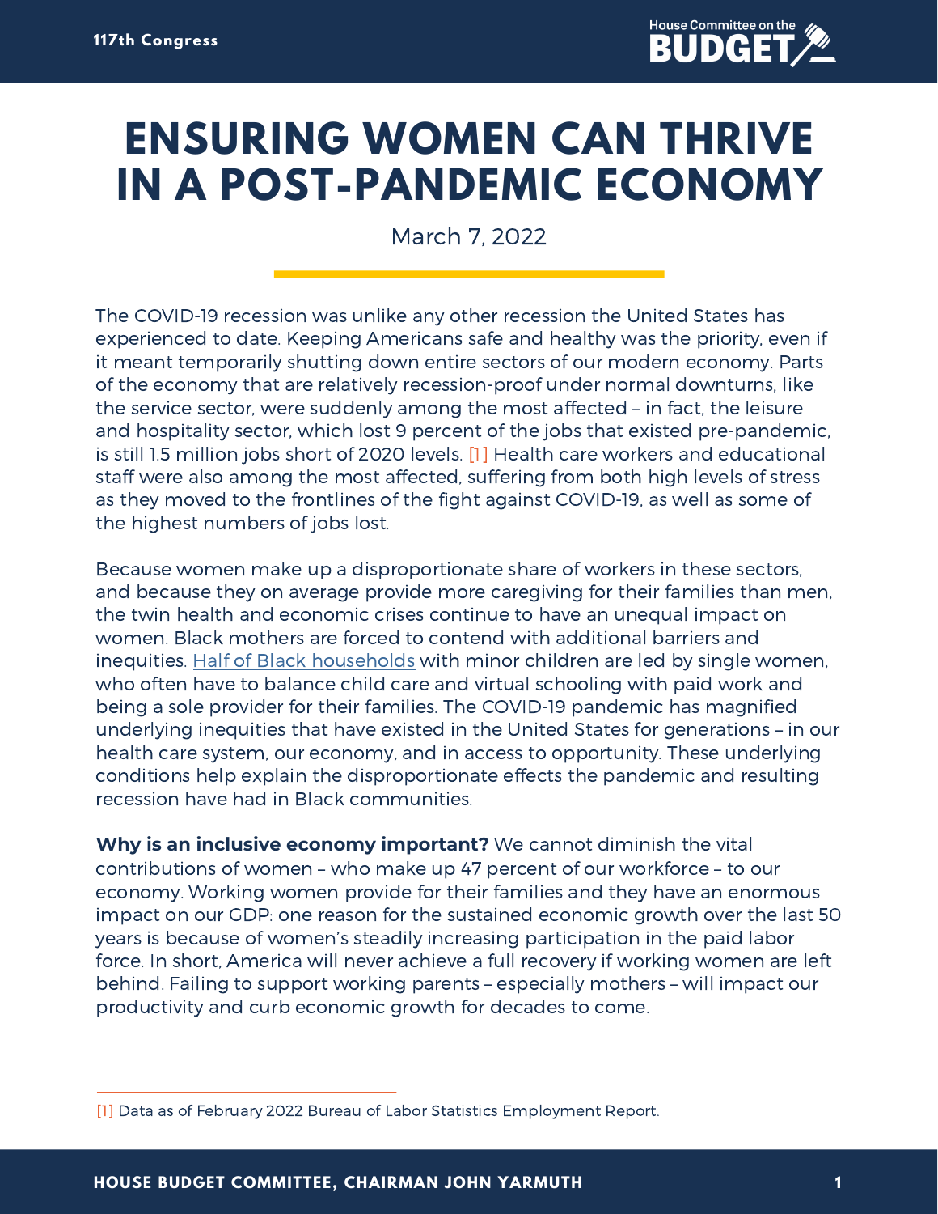# ENSURING WOMEN CAN THRIVE IN A POST-PANDEMIC ECONOMY

March 7, 2022

The COVID-19 recession was unlike any other recession the United States has experienced to date. Keeping Americans safe and healthy was the priority, even if it meant temporarily shutting down entire sectors of our modern economy. Parts of the economy that are relatively recession-proof under normal downturns, like the service sector, were suddenly among the most affected – in fact, the leisure and hospitality sector, which lost 9 percent of the jobs that existed pre-pandemic, is still 1.5 million jobs short of 2020 levels. [1] Health care workers and educational staff were also among the most affected, suffering from both high levels of stress as they moved to the frontlines of the fight against COVID-19, as well as some of the highest numbers of jobs lost.

Because women make up a disproportionate share of workers in these sectors, and because they on average provide more caregiving for their families than men, the twin health and economic crises continue to have an unequal impact on women. Black mothers are forced to contend with additional barriers and inequities. Half of Black households with minor children are led by single women, who often have to balance child care and virtual schooling with paid work and being a sole provider for their families. The COVID-19 pandemic has magnified underlying inequities that have existed in the United States for generations – in our health care system, our economy, and in access to opportunity. These underlying conditions help explain the disproportionate effects the pandemic and resulting recession have had in Black communities.

**Why is an inclusive economy important?** We cannot diminish the vital contributions of women – who make up 47 percent of our workforce – to our economy. Working women provide for their families and they have an enormous impact on our GDP: one reason for the sustained economic growth over the last 50 years is because of women's steadily increasing participation in the paid labor force. In short, America will never achieve a full recovery if working women are left behind. Failing to support working parents – especially mothers – will impact our productivity and curb economic growth for decades to come.

---

[1] Data as of February 2022 Bureau of Labor Statistics Employment Report.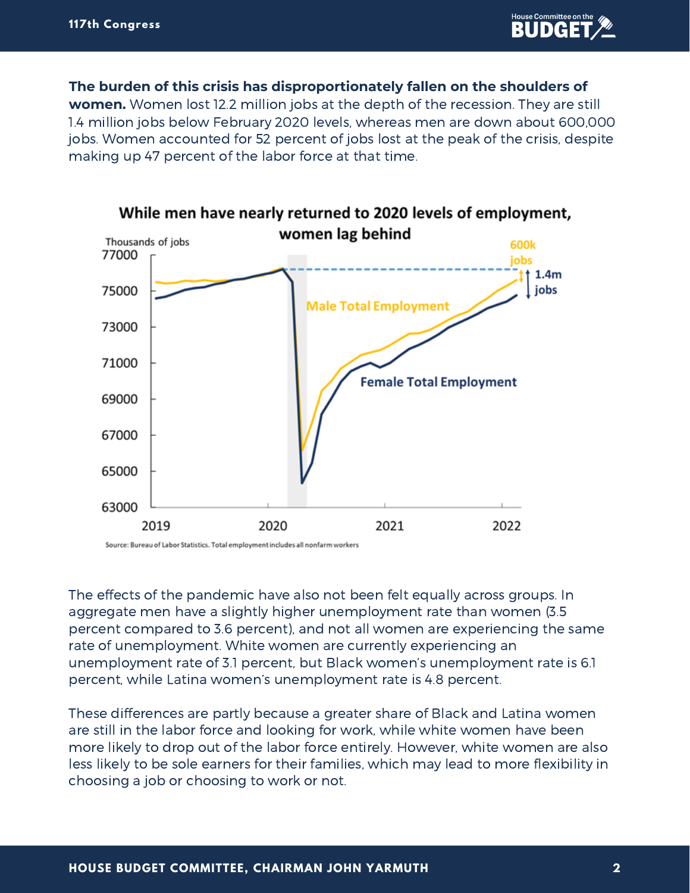**The burden of this crisis has disproportionately fallen on the shoulders of women.** Women lost 12.2 million jobs at the depth of the recession. They are still 1.4 million jobs below February 2020 levels, whereas men are down about 600,000 jobs. Women accounted for 52 percent of jobs lost at the peak of the crisis, despite making up 47 percent of the labor force at that time.

**While men have nearly returned to 2020 levels of employment, women lag behind**

Source: Bureau of Labor Statistics. Total employment includes all nonfarm workers

The effects of the pandemic have also not been felt equally across groups. In aggregate men have a slightly higher unemployment rate than women (3.5 percent compared to 3.6 percent), and not all women are experiencing the same rate of unemployment. White women are currently experiencing an unemployment rate of 3.1 percent, but Black women's unemployment rate is 6.1 percent, while Latina women's unemployment rate is 4.8 percent.

These differences are partly because a greater share of Black and Latina women are still in the labor force and looking for work, while white women have been more likely to drop out of the labor force entirely. However, white women are also less likely to be sole earners for their families, which may lead to more flexibility in choosing a job or choosing to work or not.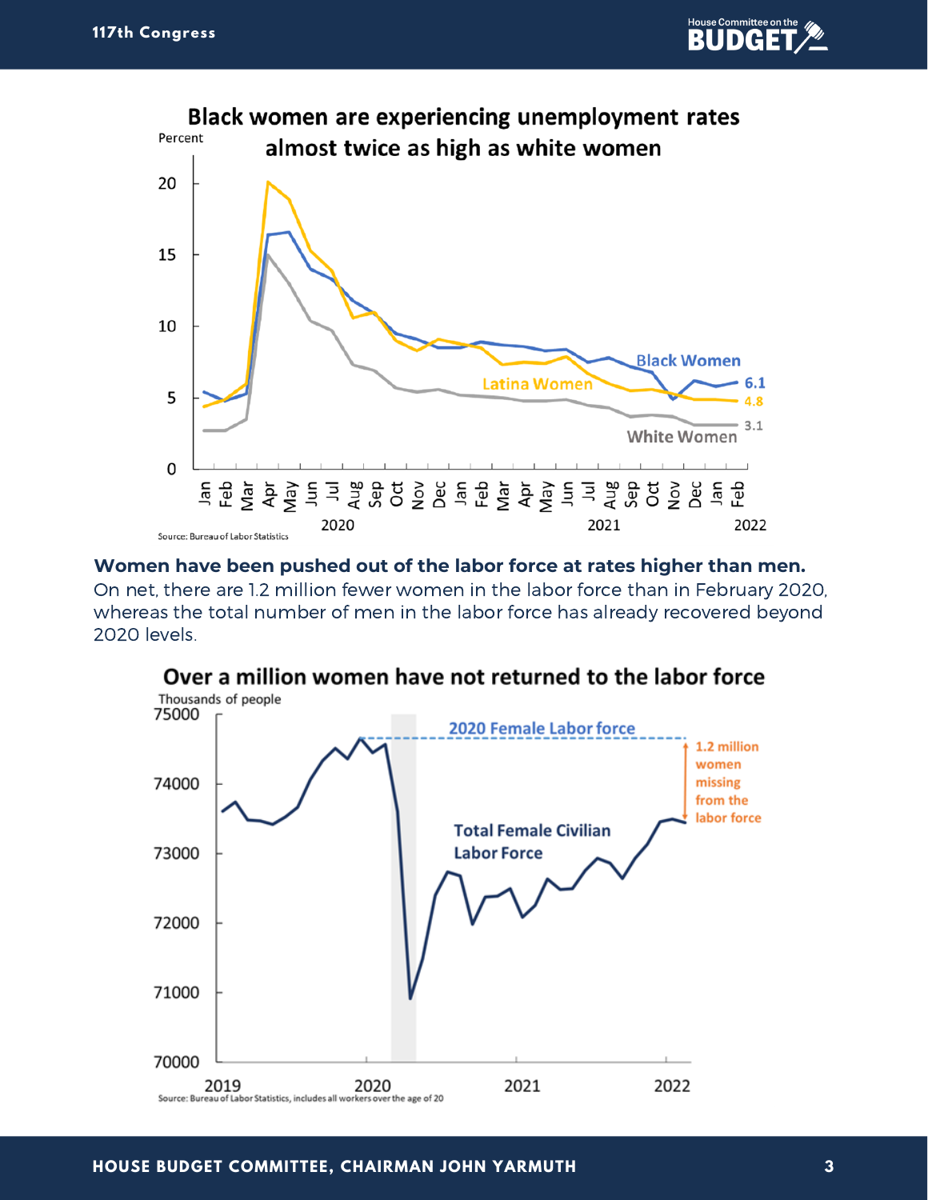**Black women are experiencing unemployment rates almost twice as high as white women**

Source: Bureau of Labor Statistics

**Women have been pushed out of the labor force at rates higher than men.** On net, there are 1.2 million fewer women in the labor force than in February 2020, whereas the total number of men in the labor force has already recovered beyond 2020 levels.

**Over a million women have not returned to the labor force**

Source: Bureau of Labor Statistics, includes all workers over the age of 20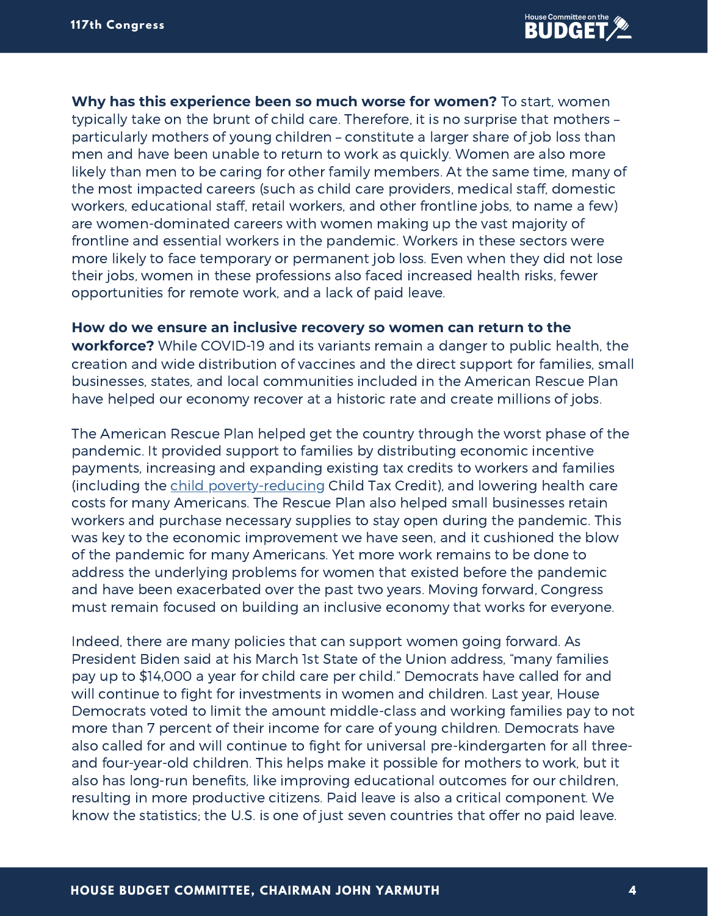**Why has this experience been so much worse for women?** To start, women typically take on the brunt of child care. Therefore, it is no surprise that mothers – particularly mothers of young children – constitute a larger share of job loss than men and have been unable to return to work as quickly. Women are also more likely than men to be caring for other family members. At the same time, many of the most impacted careers (such as child care providers, medical staff, domestic workers, educational staff, retail workers, and other frontline jobs, to name a few) are women-dominated careers with women making up the vast majority of frontline and essential workers in the pandemic. Workers in these sectors were more likely to face temporary or permanent job loss. Even when they did not lose their jobs, women in these professions also faced increased health risks, fewer opportunities for remote work, and a lack of paid leave.

**How do we ensure an inclusive recovery so women can return to the workforce?** While COVID-19 and its variants remain a danger to public health, the creation and wide distribution of vaccines and the direct support for families, small businesses, states, and local communities included in the American Rescue Plan have helped our economy recover at a historic rate and create millions of jobs.

The American Rescue Plan helped get the country through the worst phase of the pandemic. It provided support to families by distributing economic incentive payments, increasing and expanding existing tax credits to workers and families (including the child poverty-reducing Child Tax Credit), and lowering health care costs for many Americans. The Rescue Plan also helped small businesses retain workers and purchase necessary supplies to stay open during the pandemic. This was key to the economic improvement we have seen, and it cushioned the blow of the pandemic for many Americans. Yet more work remains to be done to address the underlying problems for women that existed before the pandemic and have been exacerbated over the past two years. Moving forward, Congress must remain focused on building an inclusive economy that works for everyone.

Indeed, there are many policies that can support women going forward. As President Biden said at his March 1st State of the Union address, "many families pay up to $14,000 a year for child care per child." Democrats have called for and will continue to fight for investments in women and children. Last year, House Democrats voted to limit the amount middle-class and working families pay to not more than 7 percent of their income for care of young children. Democrats have also called for and will continue to fight for universal pre-kindergarten for all three- and four-year-old children. This helps make it possible for mothers to work, but it also has long-run benefits, like improving educational outcomes for our children, resulting in more productive citizens. Paid leave is also a critical component. We know the statistics; the U.S. is one of just seven countries that offer no paid leave.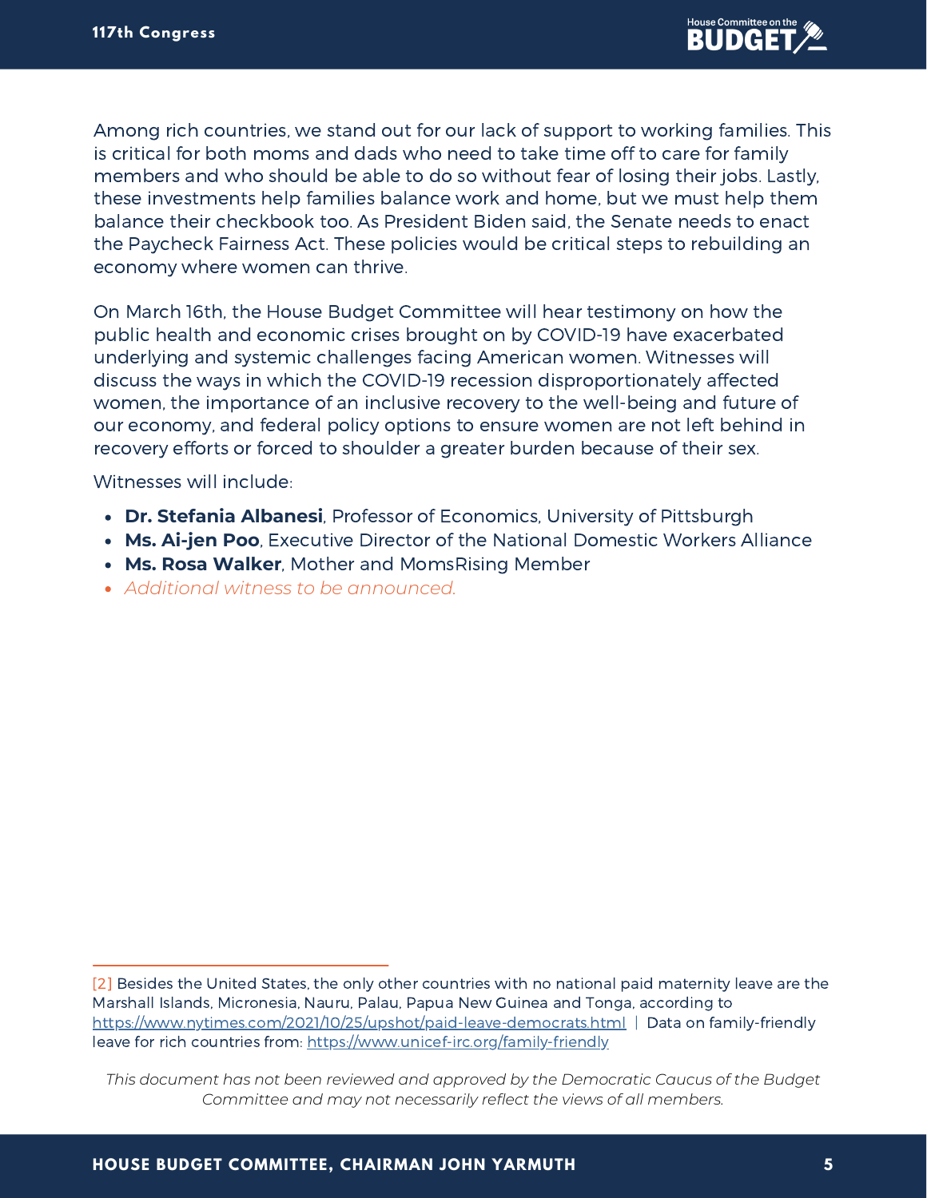Among rich countries, we stand out for our lack of support to working families. This is critical for both moms and dads who need to take time off to care for family members and who should be able to do so without fear of losing their jobs. Lastly, these investments help families balance work and home, but we must help them balance their checkbook too. As President Biden said, the Senate needs to enact the Paycheck Fairness Act. These policies would be critical steps to rebuilding an economy where women can thrive.

On March 16th, the House Budget Committee will hear testimony on how the public health and economic crises brought on by COVID-19 have exacerbated underlying and systemic challenges facing American women. Witnesses will discuss the ways in which the COVID-19 recession disproportionately affected women, the importance of an inclusive recovery to the well-being and future of our economy, and federal policy options to ensure women are not left behind in recovery efforts or forced to shoulder a greater burden because of their sex.

Witnesses will include:

- **Dr. Stefania Albanesi**, Professor of Economics, University of Pittsburgh
- **Ms. Ai-jen Poo**, Executive Director of the National Domestic Workers Alliance
- **Ms. Rosa Walker**, Mother and MomsRising Member
- *Additional witness to be announced.*

---

[2] Besides the United States, the only other countries with no national paid maternity leave are the Marshall Islands, Micronesia, Nauru, Palau, Papua New Guinea and Tonga, according to https://www.nytimes.com/2021/10/25/upshot/paid-leave-democrats.html | Data on family-friendly leave for rich countries from: https://www.unicef-irc.org/family-friendly

*This document has not been reviewed and approved by the Democratic Caucus of the Budget Committee and may not necessarily reflect the views of all members.*